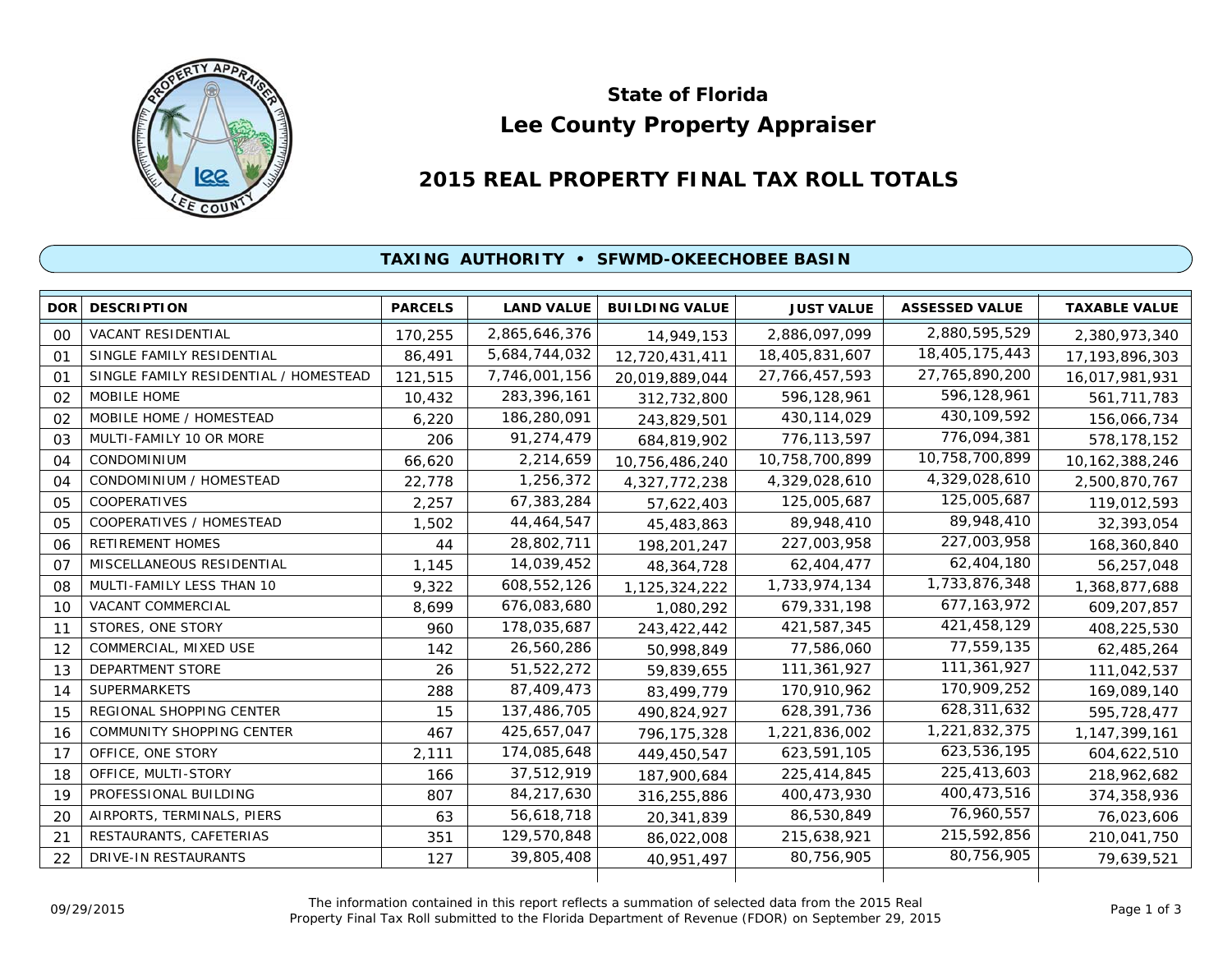# State of Florida
# Lee County Property Appraiser

## 2015 REAL PROPERTY FINAL TAX ROLL TOTALS

### TAXING AUTHORITY • SFWMD-OKEECHOBEE BASIN

| DOR | DESCRIPTION | PARCELS | LAND VALUE | BUILDING VALUE | JUST VALUE | ASSESSED VALUE | TAXABLE VALUE |
|---|---|---|---|---|---|---|---|
| 00 | VACANT RESIDENTIAL | 170,255 | 2,865,646,376 | 14,949,153 | 2,886,097,099 | 2,880,595,529 | 2,380,973,340 |
| 01 | SINGLE FAMILY RESIDENTIAL | 86,491 | 5,684,744,032 | 12,720,431,411 | 18,405,831,607 | 18,405,175,443 | 17,193,896,303 |
| 01 | SINGLE FAMILY RESIDENTIAL / HOMESTEAD | 121,515 | 7,746,001,156 | 20,019,889,044 | 27,766,457,593 | 27,765,890,200 | 16,017,981,931 |
| 02 | MOBILE HOME | 10,432 | 283,396,161 | 312,732,800 | 596,128,961 | 596,128,961 | 561,711,783 |
| 02 | MOBILE HOME / HOMESTEAD | 6,220 | 186,280,091 | 243,829,501 | 430,114,029 | 430,109,592 | 156,066,734 |
| 03 | MULTI-FAMILY 10 OR MORE | 206 | 91,274,479 | 684,819,902 | 776,113,597 | 776,094,381 | 578,178,152 |
| 04 | CONDOMINIUM | 66,620 | 2,214,659 | 10,756,486,240 | 10,758,700,899 | 10,758,700,899 | 10,162,388,246 |
| 04 | CONDOMINIUM / HOMESTEAD | 22,778 | 1,256,372 | 4,327,772,238 | 4,329,028,610 | 4,329,028,610 | 2,500,870,767 |
| 05 | COOPERATIVES | 2,257 | 67,383,284 | 57,622,403 | 125,005,687 | 125,005,687 | 119,012,593 |
| 05 | COOPERATIVES / HOMESTEAD | 1,502 | 44,464,547 | 45,483,863 | 89,948,410 | 89,948,410 | 32,393,054 |
| 06 | RETIREMENT HOMES | 44 | 28,802,711 | 198,201,247 | 227,003,958 | 227,003,958 | 168,360,840 |
| 07 | MISCELLANEOUS RESIDENTIAL | 1,145 | 14,039,452 | 48,364,728 | 62,404,477 | 62,404,180 | 56,257,048 |
| 08 | MULTI-FAMILY LESS THAN 10 | 9,322 | 608,552,126 | 1,125,324,222 | 1,733,974,134 | 1,733,876,348 | 1,368,877,688 |
| 10 | VACANT COMMERCIAL | 8,699 | 676,083,680 | 1,080,292 | 679,331,198 | 677,163,972 | 609,207,857 |
| 11 | STORES, ONE STORY | 960 | 178,035,687 | 243,422,442 | 421,587,345 | 421,458,129 | 408,225,530 |
| 12 | COMMERCIAL, MIXED USE | 142 | 26,560,286 | 50,998,849 | 77,586,060 | 77,559,135 | 62,485,264 |
| 13 | DEPARTMENT STORE | 26 | 51,522,272 | 59,839,655 | 111,361,927 | 111,361,927 | 111,042,537 |
| 14 | SUPERMARKETS | 288 | 87,409,473 | 83,499,779 | 170,910,962 | 170,909,252 | 169,089,140 |
| 15 | REGIONAL SHOPPING CENTER | 15 | 137,486,705 | 490,824,927 | 628,391,736 | 628,311,632 | 595,728,477 |
| 16 | COMMUNITY SHOPPING CENTER | 467 | 425,657,047 | 796,175,328 | 1,221,836,002 | 1,221,832,375 | 1,147,399,161 |
| 17 | OFFICE, ONE STORY | 2,111 | 174,085,648 | 449,450,547 | 623,591,105 | 623,536,195 | 604,622,510 |
| 18 | OFFICE, MULTI-STORY | 166 | 37,512,919 | 187,900,684 | 225,414,845 | 225,413,603 | 218,962,682 |
| 19 | PROFESSIONAL BUILDING | 807 | 84,217,630 | 316,255,886 | 400,473,930 | 400,473,516 | 374,358,936 |
| 20 | AIRPORTS, TERMINALS, PIERS | 63 | 56,618,718 | 20,341,839 | 86,530,849 | 76,960,557 | 76,023,606 |
| 21 | RESTAURANTS, CAFETERIAS | 351 | 129,570,848 | 86,022,008 | 215,638,921 | 215,592,856 | 210,041,750 |
| 22 | DRIVE-IN RESTAURANTS | 127 | 39,805,408 | 40,951,497 | 80,756,905 | 80,756,905 | 79,639,521 |

09/29/2015

The information contained in this report reflects a summation of selected data from the 2015 Real Property Final Tax Roll submitted to the Florida Department of Revenue (FDOR) on September 29, 2015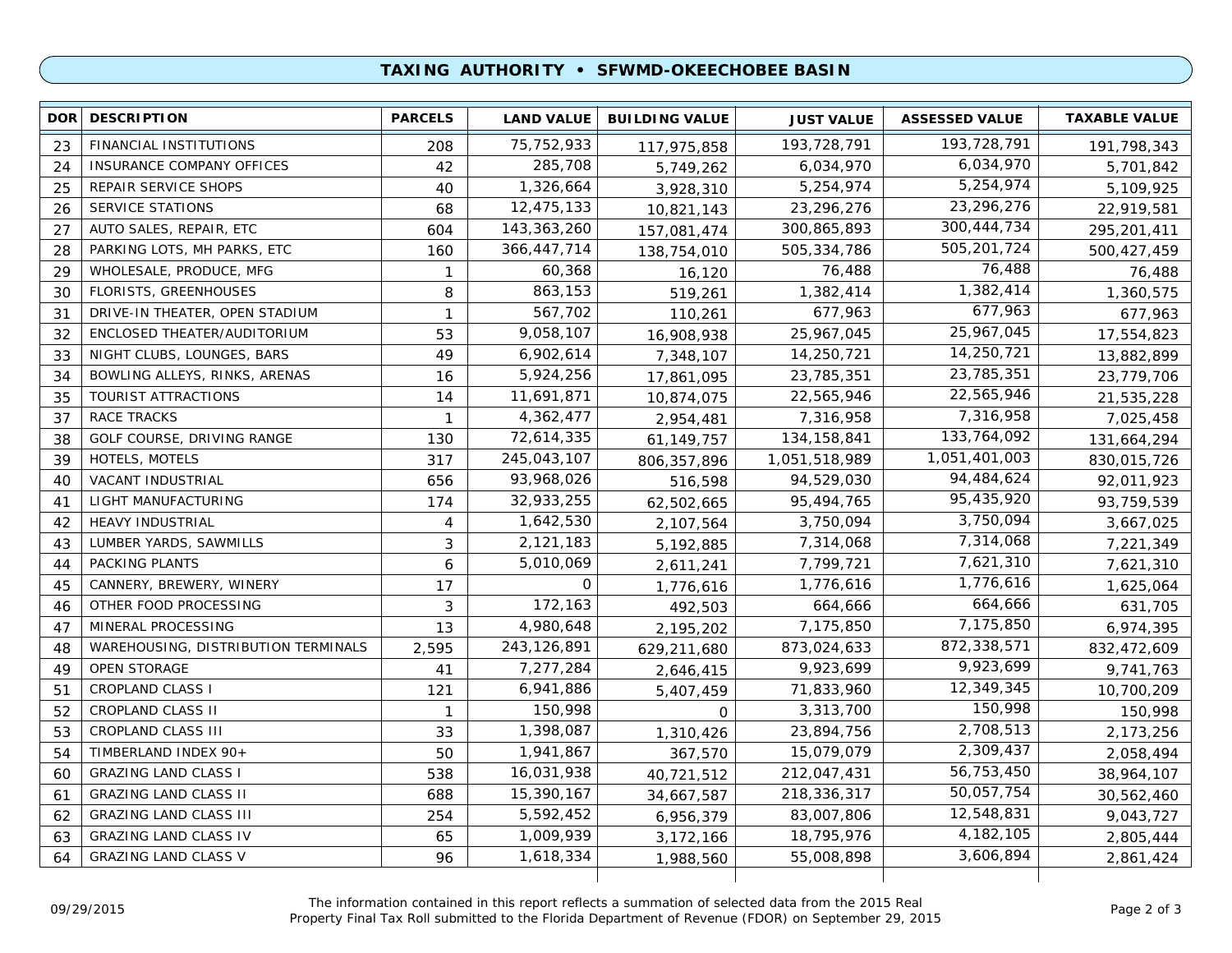## TAXING AUTHORITY • SFWMD-OKEECHOBEE BASIN

| DOR | DESCRIPTION | PARCELS | LAND VALUE | BUILDING VALUE | JUST VALUE | ASSESSED VALUE | TAXABLE VALUE |
|---|---|---|---|---|---|---|---|
| 23 | FINANCIAL INSTITUTIONS | 208 | 75,752,933 | 117,975,858 | 193,728,791 | 193,728,791 | 191,798,343 |
| 24 | INSURANCE COMPANY OFFICES | 42 | 285,708 | 5,749,262 | 6,034,970 | 6,034,970 | 5,701,842 |
| 25 | REPAIR SERVICE SHOPS | 40 | 1,326,664 | 3,928,310 | 5,254,974 | 5,254,974 | 5,109,925 |
| 26 | SERVICE STATIONS | 68 | 12,475,133 | 10,821,143 | 23,296,276 | 23,296,276 | 22,919,581 |
| 27 | AUTO SALES, REPAIR, ETC | 604 | 143,363,260 | 157,081,474 | 300,865,893 | 300,444,734 | 295,201,411 |
| 28 | PARKING LOTS, MH PARKS, ETC | 160 | 366,447,714 | 138,754,010 | 505,334,786 | 505,201,724 | 500,427,459 |
| 29 | WHOLESALE, PRODUCE, MFG | 1 | 60,368 | 16,120 | 76,488 | 76,488 | 76,488 |
| 30 | FLORISTS, GREENHOUSES | 8 | 863,153 | 519,261 | 1,382,414 | 1,382,414 | 1,360,575 |
| 31 | DRIVE-IN THEATER, OPEN STADIUM | 1 | 567,702 | 110,261 | 677,963 | 677,963 | 677,963 |
| 32 | ENCLOSED THEATER/AUDITORIUM | 53 | 9,058,107 | 16,908,938 | 25,967,045 | 25,967,045 | 17,554,823 |
| 33 | NIGHT CLUBS, LOUNGES, BARS | 49 | 6,902,614 | 7,348,107 | 14,250,721 | 14,250,721 | 13,882,899 |
| 34 | BOWLING ALLEYS, RINKS, ARENAS | 16 | 5,924,256 | 17,861,095 | 23,785,351 | 23,785,351 | 23,779,706 |
| 35 | TOURIST ATTRACTIONS | 14 | 11,691,871 | 10,874,075 | 22,565,946 | 22,565,946 | 21,535,228 |
| 37 | RACE TRACKS | 1 | 4,362,477 | 2,954,481 | 7,316,958 | 7,316,958 | 7,025,458 |
| 38 | GOLF COURSE, DRIVING RANGE | 130 | 72,614,335 | 61,149,757 | 134,158,841 | 133,764,092 | 131,664,294 |
| 39 | HOTELS, MOTELS | 317 | 245,043,107 | 806,357,896 | 1,051,518,989 | 1,051,401,003 | 830,015,726 |
| 40 | VACANT INDUSTRIAL | 656 | 93,968,026 | 516,598 | 94,529,030 | 94,484,624 | 92,011,923 |
| 41 | LIGHT MANUFACTURING | 174 | 32,933,255 | 62,502,665 | 95,494,765 | 95,435,920 | 93,759,539 |
| 42 | HEAVY INDUSTRIAL | 4 | 1,642,530 | 2,107,564 | 3,750,094 | 3,750,094 | 3,667,025 |
| 43 | LUMBER YARDS, SAWMILLS | 3 | 2,121,183 | 5,192,885 | 7,314,068 | 7,314,068 | 7,221,349 |
| 44 | PACKING PLANTS | 6 | 5,010,069 | 2,611,241 | 7,799,721 | 7,621,310 | 7,621,310 |
| 45 | CANNERY, BREWERY, WINERY | 17 | 0 | 1,776,616 | 1,776,616 | 1,776,616 | 1,625,064 |
| 46 | OTHER FOOD PROCESSING | 3 | 172,163 | 492,503 | 664,666 | 664,666 | 631,705 |
| 47 | MINERAL PROCESSING | 13 | 4,980,648 | 2,195,202 | 7,175,850 | 7,175,850 | 6,974,395 |
| 48 | WAREHOUSING, DISTRIBUTION TERMINALS | 2,595 | 243,126,891 | 629,211,680 | 873,024,633 | 872,338,571 | 832,472,609 |
| 49 | OPEN STORAGE | 41 | 7,277,284 | 2,646,415 | 9,923,699 | 9,923,699 | 9,741,763 |
| 51 | CROPLAND CLASS I | 121 | 6,941,886 | 5,407,459 | 71,833,960 | 12,349,345 | 10,700,209 |
| 52 | CROPLAND CLASS II | 1 | 150,998 | 0 | 3,313,700 | 150,998 | 150,998 |
| 53 | CROPLAND CLASS III | 33 | 1,398,087 | 1,310,426 | 23,894,756 | 2,708,513 | 2,173,256 |
| 54 | TIMBERLAND INDEX 90+ | 50 | 1,941,867 | 367,570 | 15,079,079 | 2,309,437 | 2,058,494 |
| 60 | GRAZING LAND CLASS I | 538 | 16,031,938 | 40,721,512 | 212,047,431 | 56,753,450 | 38,964,107 |
| 61 | GRAZING LAND CLASS II | 688 | 15,390,167 | 34,667,587 | 218,336,317 | 50,057,754 | 30,562,460 |
| 62 | GRAZING LAND CLASS III | 254 | 5,592,452 | 6,956,379 | 83,007,806 | 12,548,831 | 9,043,727 |
| 63 | GRAZING LAND CLASS IV | 65 | 1,009,939 | 3,172,166 | 18,795,976 | 4,182,105 | 2,805,444 |
| 64 | GRAZING LAND CLASS V | 96 | 1,618,334 | 1,988,560 | 55,008,898 | 3,606,894 | 2,861,424 |

09/29/2015

The information contained in this report reflects a summation of selected data from the 2015 Real Property Final Tax Roll submitted to the Florida Department of Revenue (FDOR) on September 29, 2015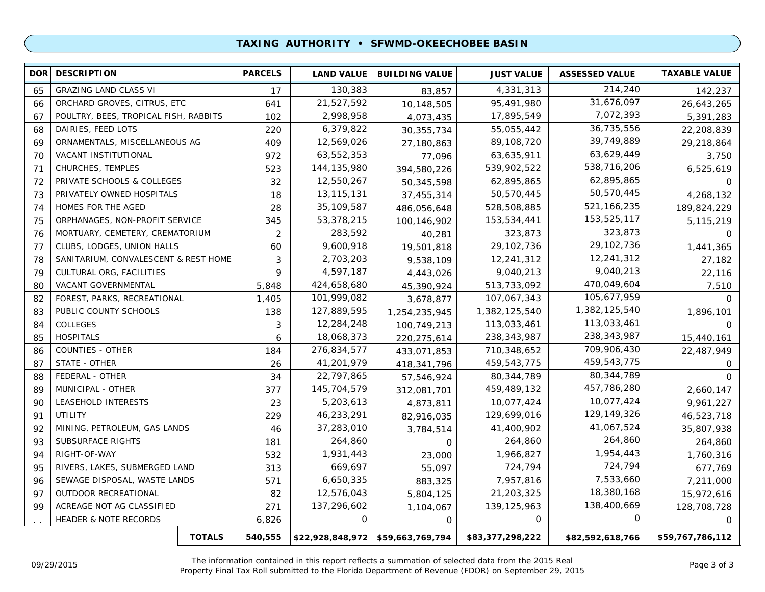## TAXING AUTHORITY • SFWMD-OKEECHOBEE BASIN

| DOR | DESCRIPTION | PARCELS | LAND VALUE | BUILDING VALUE | JUST VALUE | ASSESSED VALUE | TAXABLE VALUE |
|---|---|---|---|---|---|---|---|
| 65 | GRAZING LAND CLASS VI | 17 | 130,383 | 83,857 | 4,331,313 | 214,240 | 142,237 |
| 66 | ORCHARD GROVES, CITRUS, ETC | 641 | 21,527,592 | 10,148,505 | 95,491,980 | 31,676,097 | 26,643,265 |
| 67 | POULTRY, BEES, TROPICAL FISH, RABBITS | 102 | 2,998,958 | 4,073,435 | 17,895,549 | 7,072,393 | 5,391,283 |
| 68 | DAIRIES, FEED LOTS | 220 | 6,379,822 | 30,355,734 | 55,055,442 | 36,735,556 | 22,208,839 |
| 69 | ORNAMENTALS, MISCELLANEOUS AG | 409 | 12,569,026 | 27,180,863 | 89,108,720 | 39,749,889 | 29,218,864 |
| 70 | VACANT INSTITUTIONAL | 972 | 63,552,353 | 77,096 | 63,635,911 | 63,629,449 | 3,750 |
| 71 | CHURCHES, TEMPLES | 523 | 144,135,980 | 394,580,226 | 539,902,522 | 538,716,206 | 6,525,619 |
| 72 | PRIVATE SCHOOLS & COLLEGES | 32 | 12,550,267 | 50,345,598 | 62,895,865 | 62,895,865 | 0 |
| 73 | PRIVATELY OWNED HOSPITALS | 18 | 13,115,131 | 37,455,314 | 50,570,445 | 50,570,445 | 4,268,132 |
| 74 | HOMES FOR THE AGED | 28 | 35,109,587 | 486,056,648 | 528,508,885 | 521,166,235 | 189,824,229 |
| 75 | ORPHANAGES, NON-PROFIT SERVICE | 345 | 53,378,215 | 100,146,902 | 153,534,441 | 153,525,117 | 5,115,219 |
| 76 | MORTUARY, CEMETERY, CREMATORIUM | 2 | 283,592 | 40,281 | 323,873 | 323,873 | 0 |
| 77 | CLUBS, LODGES, UNION HALLS | 60 | 9,600,918 | 19,501,818 | 29,102,736 | 29,102,736 | 1,441,365 |
| 78 | SANITARIUM, CONVALESCENT & REST HOME | 3 | 2,703,203 | 9,538,109 | 12,241,312 | 12,241,312 | 27,182 |
| 79 | CULTURAL ORG, FACILITIES | 9 | 4,597,187 | 4,443,026 | 9,040,213 | 9,040,213 | 22,116 |
| 80 | VACANT GOVERNMENTAL | 5,848 | 424,658,680 | 45,390,924 | 513,733,092 | 470,049,604 | 7,510 |
| 82 | FOREST, PARKS, RECREATIONAL | 1,405 | 101,999,082 | 3,678,877 | 107,067,343 | 105,677,959 | 0 |
| 83 | PUBLIC COUNTY SCHOOLS | 138 | 127,889,595 | 1,254,235,945 | 1,382,125,540 | 1,382,125,540 | 1,896,101 |
| 84 | COLLEGES | 3 | 12,284,248 | 100,749,213 | 113,033,461 | 113,033,461 | 0 |
| 85 | HOSPITALS | 6 | 18,068,373 | 220,275,614 | 238,343,987 | 238,343,987 | 15,440,161 |
| 86 | COUNTIES - OTHER | 184 | 276,834,577 | 433,071,853 | 710,348,652 | 709,906,430 | 22,487,949 |
| 87 | STATE - OTHER | 26 | 41,201,979 | 418,341,796 | 459,543,775 | 459,543,775 | 0 |
| 88 | FEDERAL - OTHER | 34 | 22,797,865 | 57,546,924 | 80,344,789 | 80,344,789 | 0 |
| 89 | MUNICIPAL - OTHER | 377 | 145,704,579 | 312,081,701 | 459,489,132 | 457,786,280 | 2,660,147 |
| 90 | LEASEHOLD INTERESTS | 23 | 5,203,613 | 4,873,811 | 10,077,424 | 10,077,424 | 9,961,227 |
| 91 | UTILITY | 229 | 46,233,291 | 82,916,035 | 129,699,016 | 129,149,326 | 46,523,718 |
| 92 | MINING, PETROLEUM, GAS LANDS | 46 | 37,283,010 | 3,784,514 | 41,400,902 | 41,067,524 | 35,807,938 |
| 93 | SUBSURFACE RIGHTS | 181 | 264,860 | 0 | 264,860 | 264,860 | 264,860 |
| 94 | RIGHT-OF-WAY | 532 | 1,931,443 | 23,000 | 1,966,827 | 1,954,443 | 1,760,316 |
| 95 | RIVERS, LAKES, SUBMERGED LAND | 313 | 669,697 | 55,097 | 724,794 | 724,794 | 677,769 |
| 96 | SEWAGE DISPOSAL, WASTE LANDS | 571 | 6,650,335 | 883,325 | 7,957,816 | 7,533,660 | 7,211,000 |
| 97 | OUTDOOR RECREATIONAL | 82 | 12,576,043 | 5,804,125 | 21,203,325 | 18,380,168 | 15,972,616 |
| 99 | ACREAGE NOT AG CLASSIFIED | 271 | 137,296,602 | 1,104,067 | 139,125,963 | 138,400,669 | 128,708,728 |
| .. | HEADER & NOTE RECORDS | 6,826 | 0 | 0 | 0 | 0 | 0 |
| | **TOTALS** | **540,555** | **$22,928,848,972** | **$59,663,769,794** | **$83,377,298,222** | **$82,592,618,766** | **$59,767,786,112** |

09/29/2015

The information contained in this report reflects a summation of selected data from the 2015 Real Property Final Tax Roll submitted to the Florida Department of Revenue (FDOR) on September 29, 2015